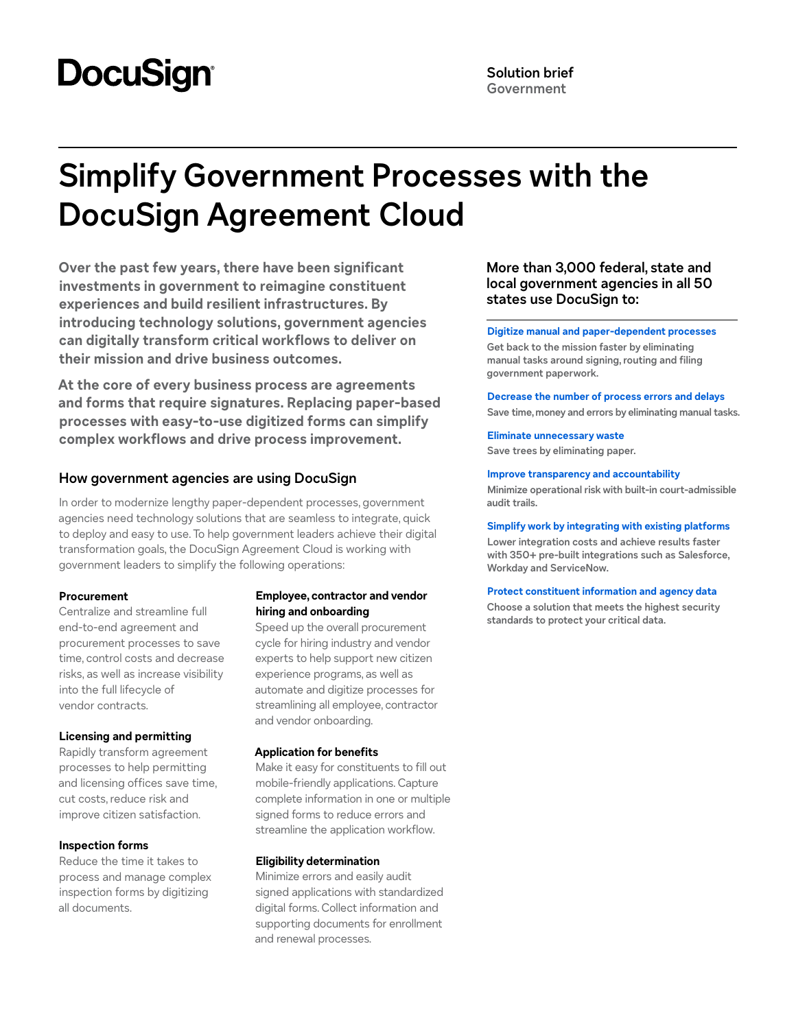DocuSign

Solution brief
Government

# Simplify Government Processes with the DocuSign Agreement Cloud

**Over the past few years, there have been significant investments in government to reimagine constituent experiences and build resilient infrastructures. By introducing technology solutions, government agencies can digitally transform critical workflows to deliver on their mission and drive business outcomes.**

**At the core of every business process are agreements and forms that require signatures. Replacing paper-based processes with easy-to-use digitized forms can simplify complex workflows and drive process improvement.**

## How government agencies are using DocuSign

In order to modernize lengthy paper-dependent processes, government agencies need technology solutions that are seamless to integrate, quick to deploy and easy to use. To help government leaders achieve their digital transformation goals, the DocuSign Agreement Cloud is working with government leaders to simplify the following operations:

**Procurement**
Centralize and streamline full end-to-end agreement and procurement processes to save time, control costs and decrease risks, as well as increase visibility into the full lifecycle of vendor contracts.

**Licensing and permitting**
Rapidly transform agreement processes to help permitting and licensing offices save time, cut costs, reduce risk and improve citizen satisfaction.

**Inspection forms**
Reduce the time it takes to process and manage complex inspection forms by digitizing all documents.

**Employee, contractor and vendor hiring and onboarding**
Speed up the overall procurement cycle for hiring industry and vendor experts to help support new citizen experience programs, as well as automate and digitize processes for streamlining all employee, contractor and vendor onboarding.

**Application for benefits**
Make it easy for constituents to fill out mobile-friendly applications. Capture complete information in one or multiple signed forms to reduce errors and streamline the application workflow.

**Eligibility determination**
Minimize errors and easily audit signed applications with standardized digital forms. Collect information and supporting documents for enrollment and renewal processes.

## More than 3,000 federal, state and local government agencies in all 50 states use DocuSign to:

**Digitize manual and paper-dependent processes**
Get back to the mission faster by eliminating manual tasks around signing, routing and filing government paperwork.

**Decrease the number of process errors and delays**
Save time, money and errors by eliminating manual tasks.

**Eliminate unnecessary waste**
Save trees by eliminating paper.

**Improve transparency and accountability**
Minimize operational risk with built-in court-admissible audit trails.

**Simplify work by integrating with existing platforms**
Lower integration costs and achieve results faster with 350+ pre-built integrations such as Salesforce, Workday and ServiceNow.

**Protect constituent information and agency data**
Choose a solution that meets the highest security standards to protect your critical data.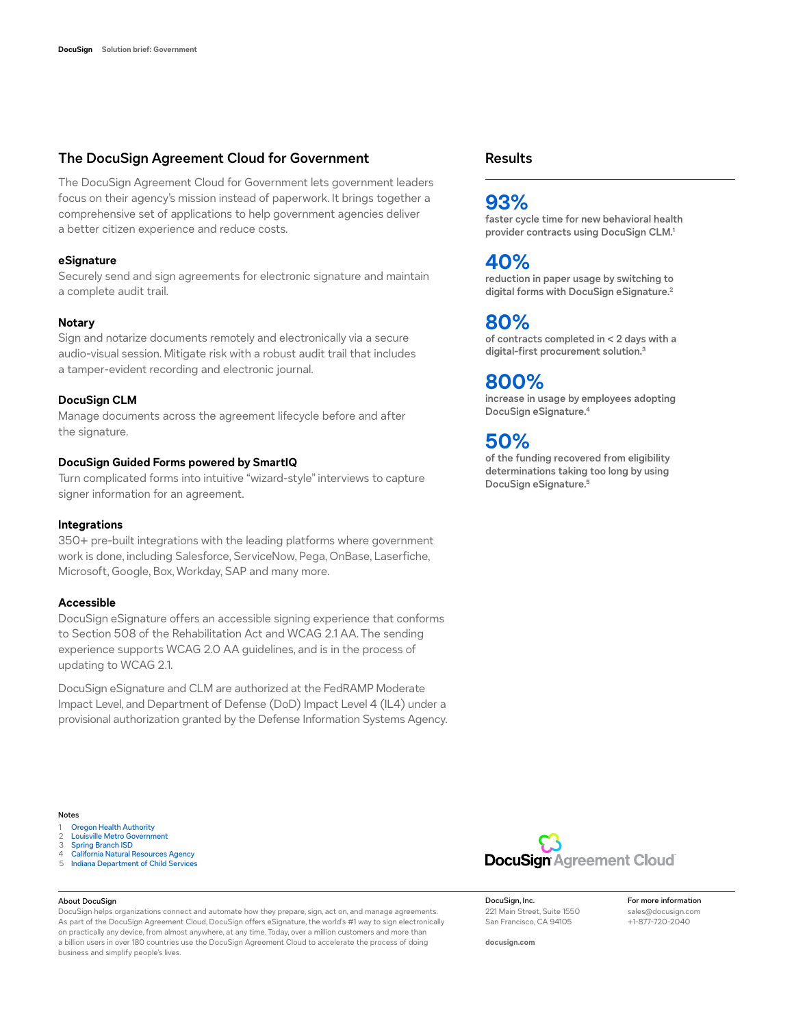## The DocuSign Agreement Cloud for Government

The DocuSign Agreement Cloud for Government lets government leaders focus on their agency's mission instead of paperwork. It brings together a comprehensive set of applications to help government agencies deliver a better citizen experience and reduce costs.

**eSignature**

Securely send and sign agreements for electronic signature and maintain a complete audit trail.

**Notary**

Sign and notarize documents remotely and electronically via a secure audio-visual session. Mitigate risk with a robust audit trail that includes a tamper-evident recording and electronic journal.

**DocuSign CLM**

Manage documents across the agreement lifecycle before and after the signature.

**DocuSign Guided Forms powered by SmartIQ**

Turn complicated forms into intuitive "wizard-style" interviews to capture signer information for an agreement.

**Integrations**

350+ pre-built integrations with the leading platforms where government work is done, including Salesforce, ServiceNow, Pega, OnBase, Laserfiche, Microsoft, Google, Box, Workday, SAP and many more.

**Accessible**

DocuSign eSignature offers an accessible signing experience that conforms to Section 508 of the Rehabilitation Act and WCAG 2.1 AA. The sending experience supports WCAG 2.0 AA guidelines, and is in the process of updating to WCAG 2.1.

DocuSign eSignature and CLM are authorized at the FedRAMP Moderate Impact Level, and Department of Defense (DoD) Impact Level 4 (IL4) under a provisional authorization granted by the Defense Information Systems Agency.

## Results

**93%**

faster cycle time for new behavioral health provider contracts using DocuSign CLM.[1]

**40%**

reduction in paper usage by switching to digital forms with DocuSign eSignature.[2]

**80%**

of contracts completed in < 2 days with a digital-first procurement solution.[3]

**800%**

increase in usage by employees adopting DocuSign eSignature.[4]

**50%**

of the funding recovered from eligibility determinations taking too long by using DocuSign eSignature.[5]

Notes

1. Oregon Health Authority
2. Louisville Metro Government
3. Spring Branch ISD
4. California Natural Resources Agency
5. Indiana Department of Child Services

DocuSign Agreement Cloud

About DocuSign

DocuSign helps organizations connect and automate how they prepare, sign, act on, and manage agreements. As part of the DocuSign Agreement Cloud, DocuSign offers eSignature, the world's #1 way to sign electronically on practically any device, from almost anywhere, at any time. Today, over a million customers and more than a billion users in over 180 countries use the DocuSign Agreement Cloud to accelerate the process of doing business and simplify people's lives.

DocuSign, Inc.
221 Main Street, Suite 1550
San Francisco, CA 94105

**docusign.com**

For more information
sales@docusign.com
+1-877-720-2040